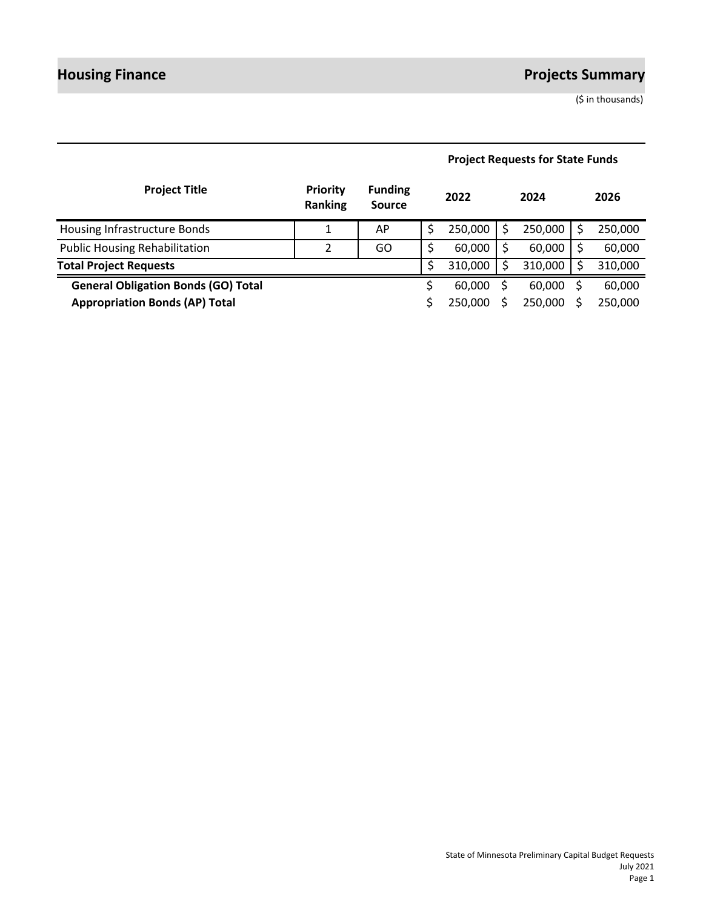# Housing Finance

## Projects Summary

($ in thousands)

| Project Title | Priority Ranking | Funding Source | Project Requests for State Funds 2022 | 2024 | 2026 |
|---|---|---|---|---|---|
| Housing Infrastructure Bonds | 1 | AP | $ 250,000 | $ 250,000 | $ 250,000 |
| Public Housing Rehabilitation | 2 | GO | $ 60,000 | $ 60,000 | $ 60,000 |
| **Total Project Requests** | | | $ 310,000 | $ 310,000 | $ 310,000 |
| **General Obligation Bonds (GO) Total** | | | $ 60,000 | $ 60,000 | $ 60,000 |
| **Appropriation Bonds (AP) Total** | | | $ 250,000 | $ 250,000 | $ 250,000 |

State of Minnesota Preliminary Capital Budget Requests
July 2021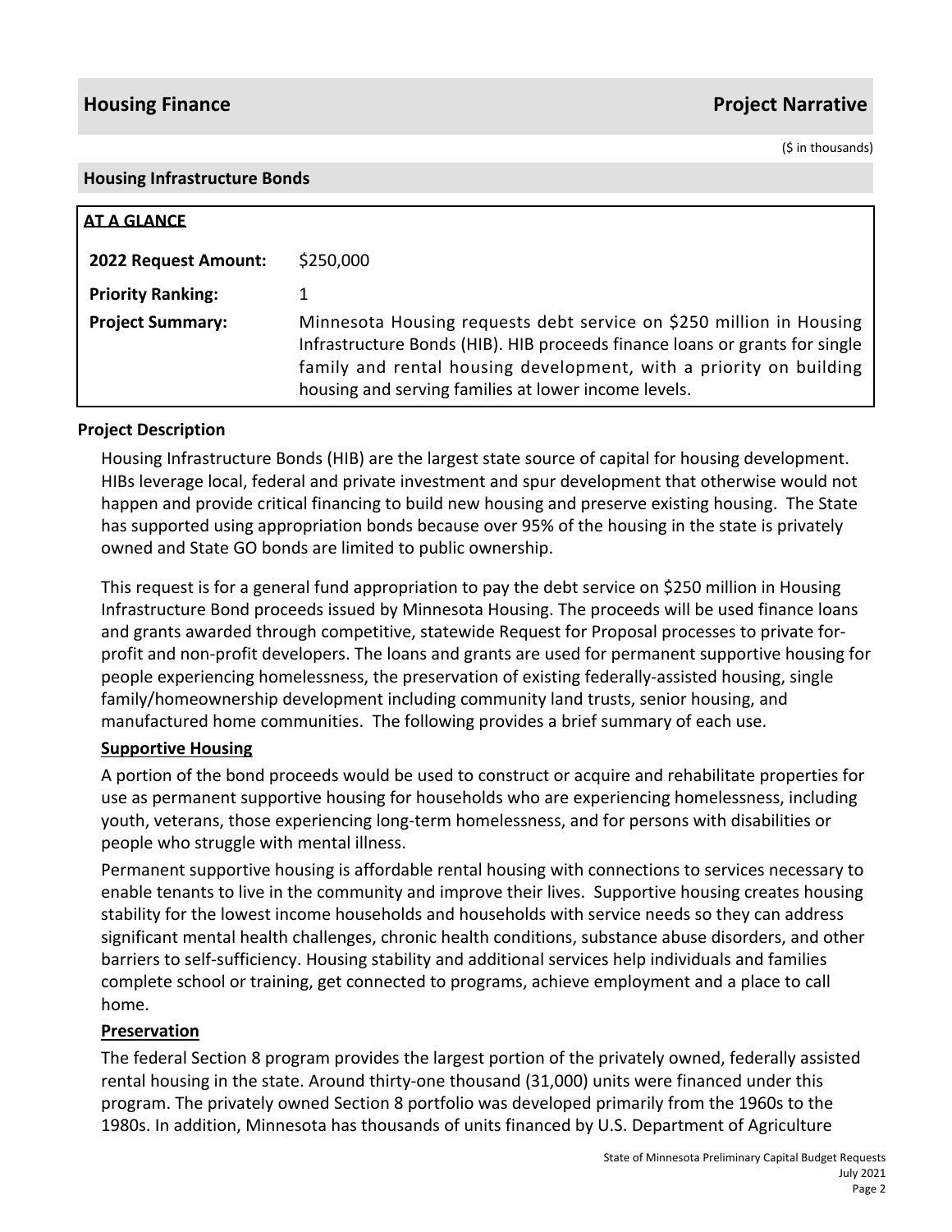## Housing Finance — Project Narrative

($ in thousands)

### Housing Infrastructure Bonds

**AT A GLANCE**

| | |
|---|---|
| **2022 Request Amount:** | $250,000 |
| **Priority Ranking:** | 1 |
| **Project Summary:** | Minnesota Housing requests debt service on $250 million in Housing Infrastructure Bonds (HIB). HIB proceeds finance loans or grants for single family and rental housing development, with a priority on building housing and serving families at lower income levels. |

### Project Description

Housing Infrastructure Bonds (HIB) are the largest state source of capital for housing development. HIBs leverage local, federal and private investment and spur development that otherwise would not happen and provide critical financing to build new housing and preserve existing housing. The State has supported using appropriation bonds because over 95% of the housing in the state is privately owned and State GO bonds are limited to public ownership.

This request is for a general fund appropriation to pay the debt service on $250 million in Housing Infrastructure Bond proceeds issued by Minnesota Housing. The proceeds will be used finance loans and grants awarded through competitive, statewide Request for Proposal processes to private for-profit and non-profit developers. The loans and grants are used for permanent supportive housing for people experiencing homelessness, the preservation of existing federally-assisted housing, single family/homeownership development including community land trusts, senior housing, and manufactured home communities. The following provides a brief summary of each use.

**Supportive Housing**

A portion of the bond proceeds would be used to construct or acquire and rehabilitate properties for use as permanent supportive housing for households who are experiencing homelessness, including youth, veterans, those experiencing long-term homelessness, and for persons with disabilities or people who struggle with mental illness.

Permanent supportive housing is affordable rental housing with connections to services necessary to enable tenants to live in the community and improve their lives. Supportive housing creates housing stability for the lowest income households and households with service needs so they can address significant mental health challenges, chronic health conditions, substance abuse disorders, and other barriers to self-sufficiency. Housing stability and additional services help individuals and families complete school or training, get connected to programs, achieve employment and a place to call home.

**Preservation**

The federal Section 8 program provides the largest portion of the privately owned, federally assisted rental housing in the state. Around thirty-one thousand (31,000) units were financed under this program. The privately owned Section 8 portfolio was developed primarily from the 1960s to the 1980s. In addition, Minnesota has thousands of units financed by U.S. Department of Agriculture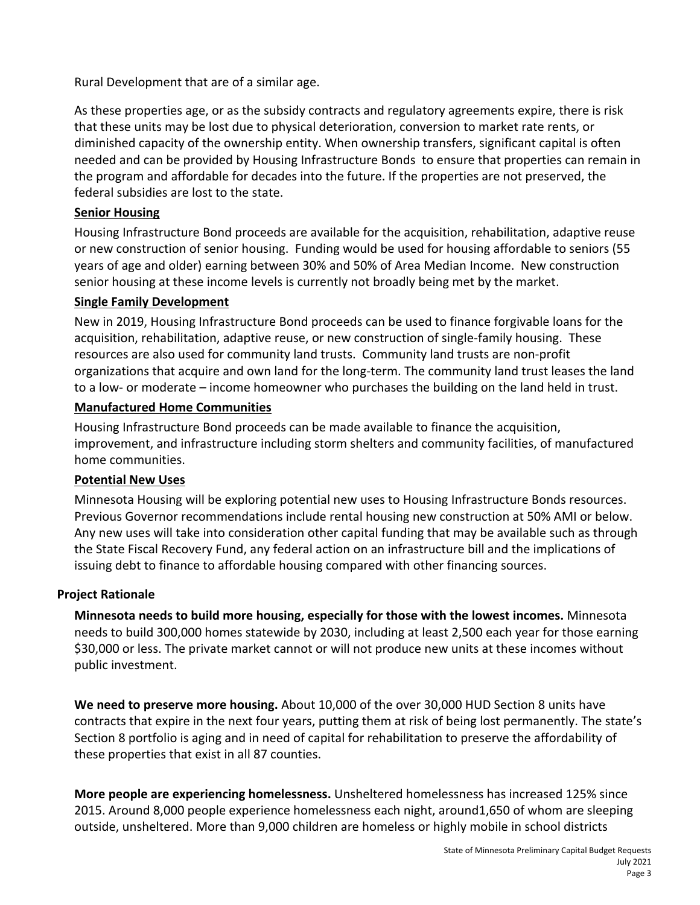Rural Development that are of a similar age.

As these properties age, or as the subsidy contracts and regulatory agreements expire, there is risk that these units may be lost due to physical deterioration, conversion to market rate rents, or diminished capacity of the ownership entity. When ownership transfers, significant capital is often needed and can be provided by Housing Infrastructure Bonds to ensure that properties can remain in the program and affordable for decades into the future. If the properties are not preserved, the federal subsidies are lost to the state.

**Senior Housing**

Housing Infrastructure Bond proceeds are available for the acquisition, rehabilitation, adaptive reuse or new construction of senior housing. Funding would be used for housing affordable to seniors (55 years of age and older) earning between 30% and 50% of Area Median Income. New construction senior housing at these income levels is currently not broadly being met by the market.

**Single Family Development**

New in 2019, Housing Infrastructure Bond proceeds can be used to finance forgivable loans for the acquisition, rehabilitation, adaptive reuse, or new construction of single-family housing. These resources are also used for community land trusts. Community land trusts are non-profit organizations that acquire and own land for the long-term. The community land trust leases the land to a low- or moderate – income homeowner who purchases the building on the land held in trust.

**Manufactured Home Communities**

Housing Infrastructure Bond proceeds can be made available to finance the acquisition, improvement, and infrastructure including storm shelters and community facilities, of manufactured home communities.

**Potential New Uses**

Minnesota Housing will be exploring potential new uses to Housing Infrastructure Bonds resources. Previous Governor recommendations include rental housing new construction at 50% AMI or below. Any new uses will take into consideration other capital funding that may be available such as through the State Fiscal Recovery Fund, any federal action on an infrastructure bill and the implications of issuing debt to finance to affordable housing compared with other financing sources.

## Project Rationale

**Minnesota needs to build more housing, especially for those with the lowest incomes.** Minnesota needs to build 300,000 homes statewide by 2030, including at least 2,500 each year for those earning $30,000 or less. The private market cannot or will not produce new units at these incomes without public investment.

**We need to preserve more housing.** About 10,000 of the over 30,000 HUD Section 8 units have contracts that expire in the next four years, putting them at risk of being lost permanently. The state's Section 8 portfolio is aging and in need of capital for rehabilitation to preserve the affordability of these properties that exist in all 87 counties.

**More people are experiencing homelessness.** Unsheltered homelessness has increased 125% since 2015. Around 8,000 people experience homelessness each night, around1,650 of whom are sleeping outside, unsheltered. More than 9,000 children are homeless or highly mobile in school districts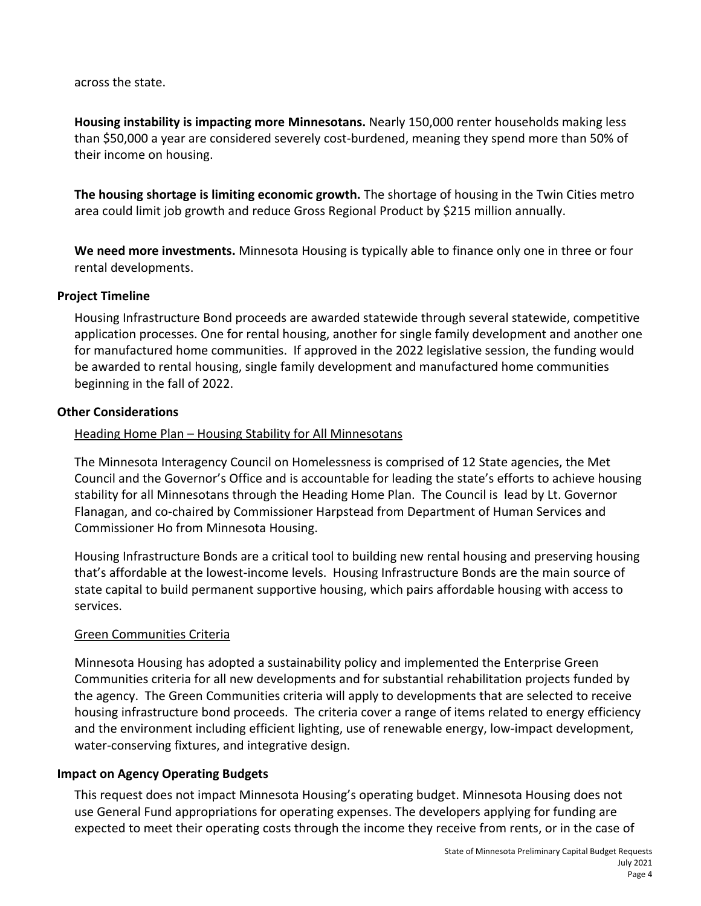across the state.

**Housing instability is impacting more Minnesotans.** Nearly 150,000 renter households making less than $50,000 a year are considered severely cost-burdened, meaning they spend more than 50% of their income on housing.

**The housing shortage is limiting economic growth.** The shortage of housing in the Twin Cities metro area could limit job growth and reduce Gross Regional Product by $215 million annually.

**We need more investments.** Minnesota Housing is typically able to finance only one in three or four rental developments.

### Project Timeline

Housing Infrastructure Bond proceeds are awarded statewide through several statewide, competitive application processes. One for rental housing, another for single family development and another one for manufactured home communities. If approved in the 2022 legislative session, the funding would be awarded to rental housing, single family development and manufactured home communities beginning in the fall of 2022.

### Other Considerations

Heading Home Plan – Housing Stability for All Minnesotans

The Minnesota Interagency Council on Homelessness is comprised of 12 State agencies, the Met Council and the Governor's Office and is accountable for leading the state's efforts to achieve housing stability for all Minnesotans through the Heading Home Plan. The Council is lead by Lt. Governor Flanagan, and co-chaired by Commissioner Harpstead from Department of Human Services and Commissioner Ho from Minnesota Housing.

Housing Infrastructure Bonds are a critical tool to building new rental housing and preserving housing that's affordable at the lowest-income levels. Housing Infrastructure Bonds are the main source of state capital to build permanent supportive housing, which pairs affordable housing with access to services.

Green Communities Criteria

Minnesota Housing has adopted a sustainability policy and implemented the Enterprise Green Communities criteria for all new developments and for substantial rehabilitation projects funded by the agency. The Green Communities criteria will apply to developments that are selected to receive housing infrastructure bond proceeds. The criteria cover a range of items related to energy efficiency and the environment including efficient lighting, use of renewable energy, low-impact development, water-conserving fixtures, and integrative design.

### Impact on Agency Operating Budgets

This request does not impact Minnesota Housing's operating budget. Minnesota Housing does not use General Fund appropriations for operating expenses. The developers applying for funding are expected to meet their operating costs through the income they receive from rents, or in the case of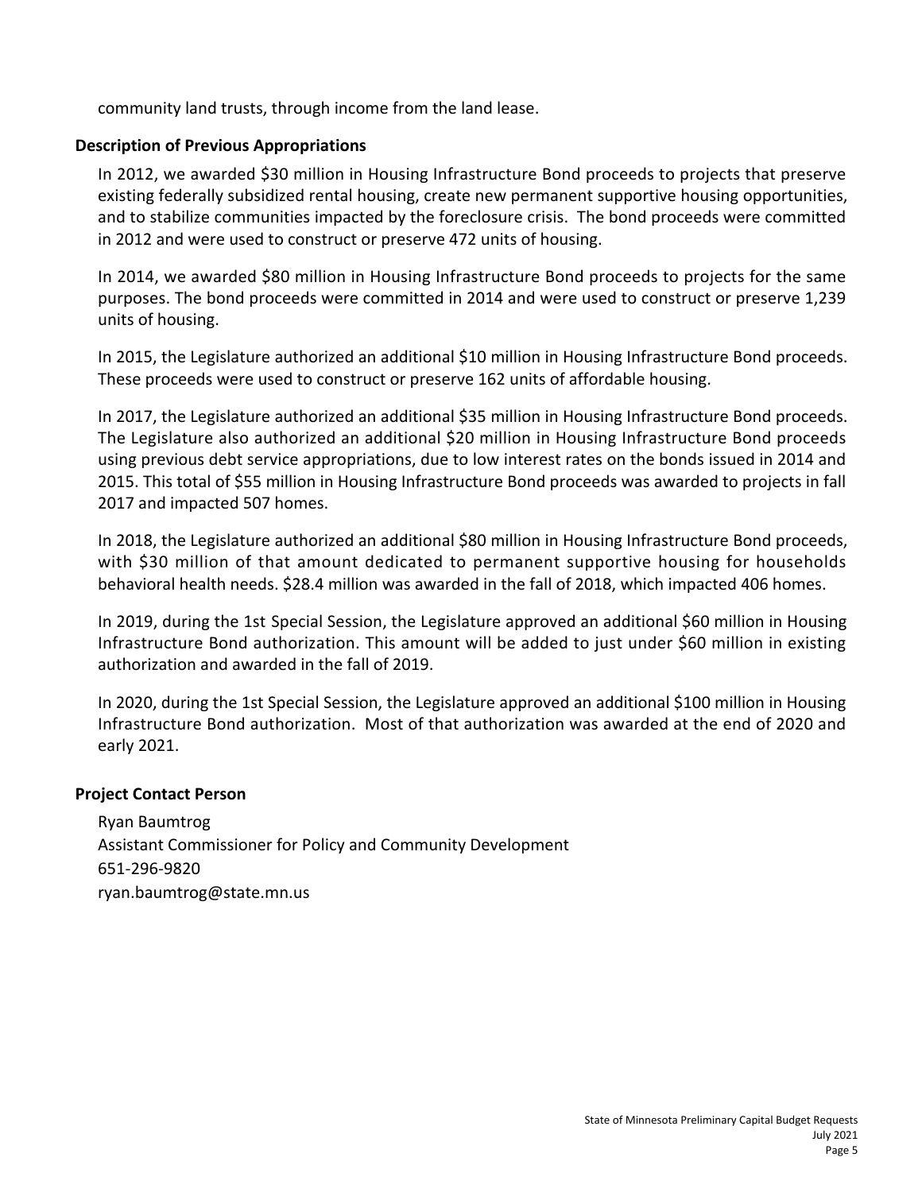community land trusts, through income from the land lease.

### Description of Previous Appropriations

In 2012, we awarded $30 million in Housing Infrastructure Bond proceeds to projects that preserve existing federally subsidized rental housing, create new permanent supportive housing opportunities, and to stabilize communities impacted by the foreclosure crisis. The bond proceeds were committed in 2012 and were used to construct or preserve 472 units of housing.

In 2014, we awarded $80 million in Housing Infrastructure Bond proceeds to projects for the same purposes. The bond proceeds were committed in 2014 and were used to construct or preserve 1,239 units of housing.

In 2015, the Legislature authorized an additional $10 million in Housing Infrastructure Bond proceeds. These proceeds were used to construct or preserve 162 units of affordable housing.

In 2017, the Legislature authorized an additional $35 million in Housing Infrastructure Bond proceeds. The Legislature also authorized an additional $20 million in Housing Infrastructure Bond proceeds using previous debt service appropriations, due to low interest rates on the bonds issued in 2014 and 2015. This total of $55 million in Housing Infrastructure Bond proceeds was awarded to projects in fall 2017 and impacted 507 homes.

In 2018, the Legislature authorized an additional $80 million in Housing Infrastructure Bond proceeds, with $30 million of that amount dedicated to permanent supportive housing for households behavioral health needs. $28.4 million was awarded in the fall of 2018, which impacted 406 homes.

In 2019, during the 1st Special Session, the Legislature approved an additional $60 million in Housing Infrastructure Bond authorization. This amount will be added to just under $60 million in existing authorization and awarded in the fall of 2019.

In 2020, during the 1st Special Session, the Legislature approved an additional $100 million in Housing Infrastructure Bond authorization. Most of that authorization was awarded at the end of 2020 and early 2021.

### Project Contact Person

Ryan Baumtrog
Assistant Commissioner for Policy and Community Development
651-296-9820
ryan.baumtrog@state.mn.us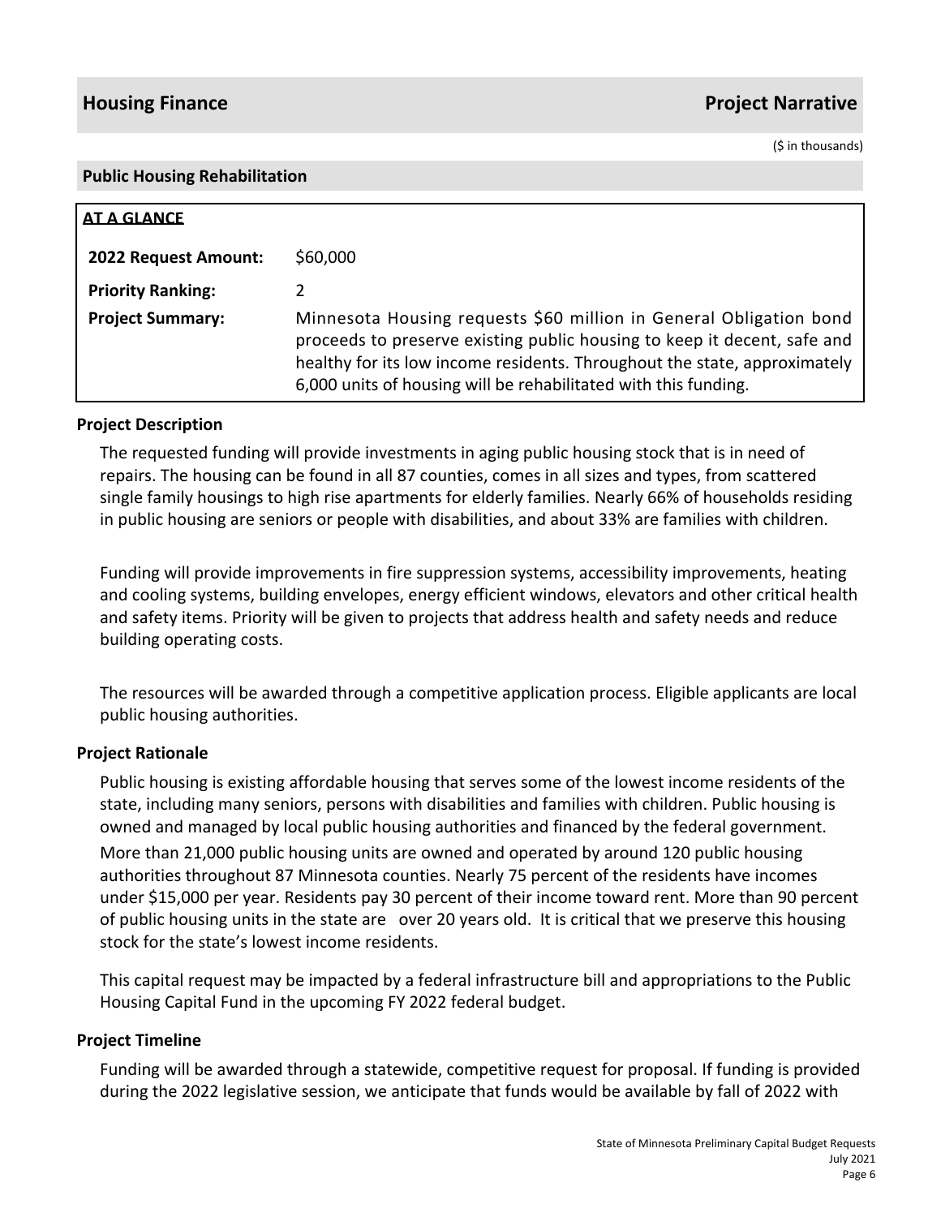## Housing Finance — Project Narrative

($ in thousands)

### Public Housing Rehabilitation

**AT A GLANCE**

| | |
|---|---|
| **2022 Request Amount:** | $60,000 |
| **Priority Ranking:** | 2 |
| **Project Summary:** | Minnesota Housing requests $60 million in General Obligation bond proceeds to preserve existing public housing to keep it decent, safe and healthy for its low income residents. Throughout the state, approximately 6,000 units of housing will be rehabilitated with this funding. |

#### Project Description

The requested funding will provide investments in aging public housing stock that is in need of repairs. The housing can be found in all 87 counties, comes in all sizes and types, from scattered single family housings to high rise apartments for elderly families. Nearly 66% of households residing in public housing are seniors or people with disabilities, and about 33% are families with children.

Funding will provide improvements in fire suppression systems, accessibility improvements, heating and cooling systems, building envelopes, energy efficient windows, elevators and other critical health and safety items. Priority will be given to projects that address health and safety needs and reduce building operating costs.

The resources will be awarded through a competitive application process. Eligible applicants are local public housing authorities.

#### Project Rationale

Public housing is existing affordable housing that serves some of the lowest income residents of the state, including many seniors, persons with disabilities and families with children. Public housing is owned and managed by local public housing authorities and financed by the federal government. More than 21,000 public housing units are owned and operated by around 120 public housing authorities throughout 87 Minnesota counties. Nearly 75 percent of the residents have incomes under $15,000 per year. Residents pay 30 percent of their income toward rent. More than 90 percent of public housing units in the state are over 20 years old. It is critical that we preserve this housing stock for the state's lowest income residents.

This capital request may be impacted by a federal infrastructure bill and appropriations to the Public Housing Capital Fund in the upcoming FY 2022 federal budget.

#### Project Timeline

Funding will be awarded through a statewide, competitive request for proposal. If funding is provided during the 2022 legislative session, we anticipate that funds would be available by fall of 2022 with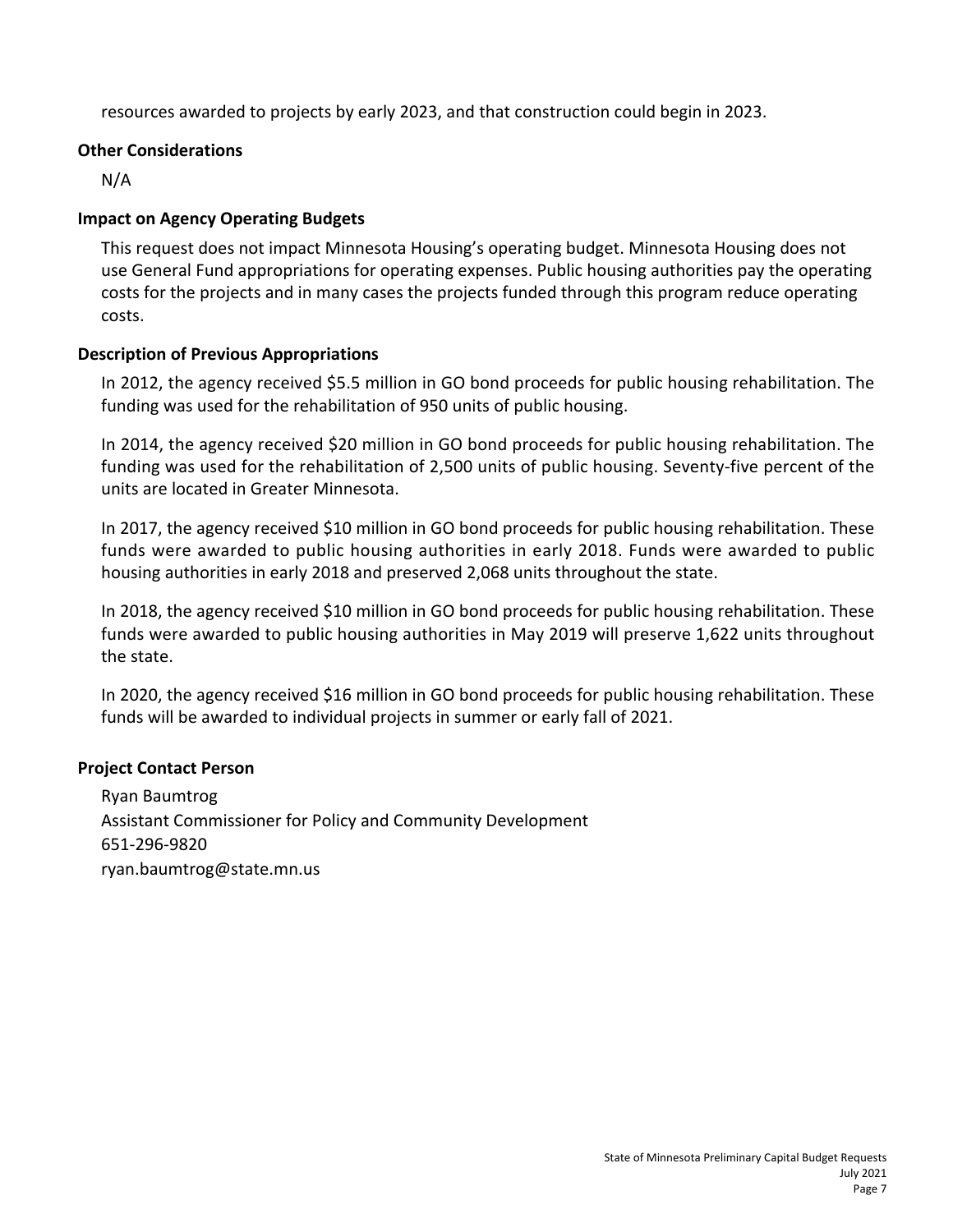resources awarded to projects by early 2023, and that construction could begin in 2023.

### Other Considerations

N/A

### Impact on Agency Operating Budgets

This request does not impact Minnesota Housing's operating budget. Minnesota Housing does not use General Fund appropriations for operating expenses. Public housing authorities pay the operating costs for the projects and in many cases the projects funded through this program reduce operating costs.

### Description of Previous Appropriations

In 2012, the agency received $5.5 million in GO bond proceeds for public housing rehabilitation. The funding was used for the rehabilitation of 950 units of public housing.

In 2014, the agency received $20 million in GO bond proceeds for public housing rehabilitation. The funding was used for the rehabilitation of 2,500 units of public housing. Seventy-five percent of the units are located in Greater Minnesota.

In 2017, the agency received $10 million in GO bond proceeds for public housing rehabilitation. These funds were awarded to public housing authorities in early 2018. Funds were awarded to public housing authorities in early 2018 and preserved 2,068 units throughout the state.

In 2018, the agency received $10 million in GO bond proceeds for public housing rehabilitation. These funds were awarded to public housing authorities in May 2019 will preserve 1,622 units throughout the state.

In 2020, the agency received $16 million in GO bond proceeds for public housing rehabilitation. These funds will be awarded to individual projects in summer or early fall of 2021.

### Project Contact Person

Ryan Baumtrog
Assistant Commissioner for Policy and Community Development
651-296-9820
ryan.baumtrog@state.mn.us